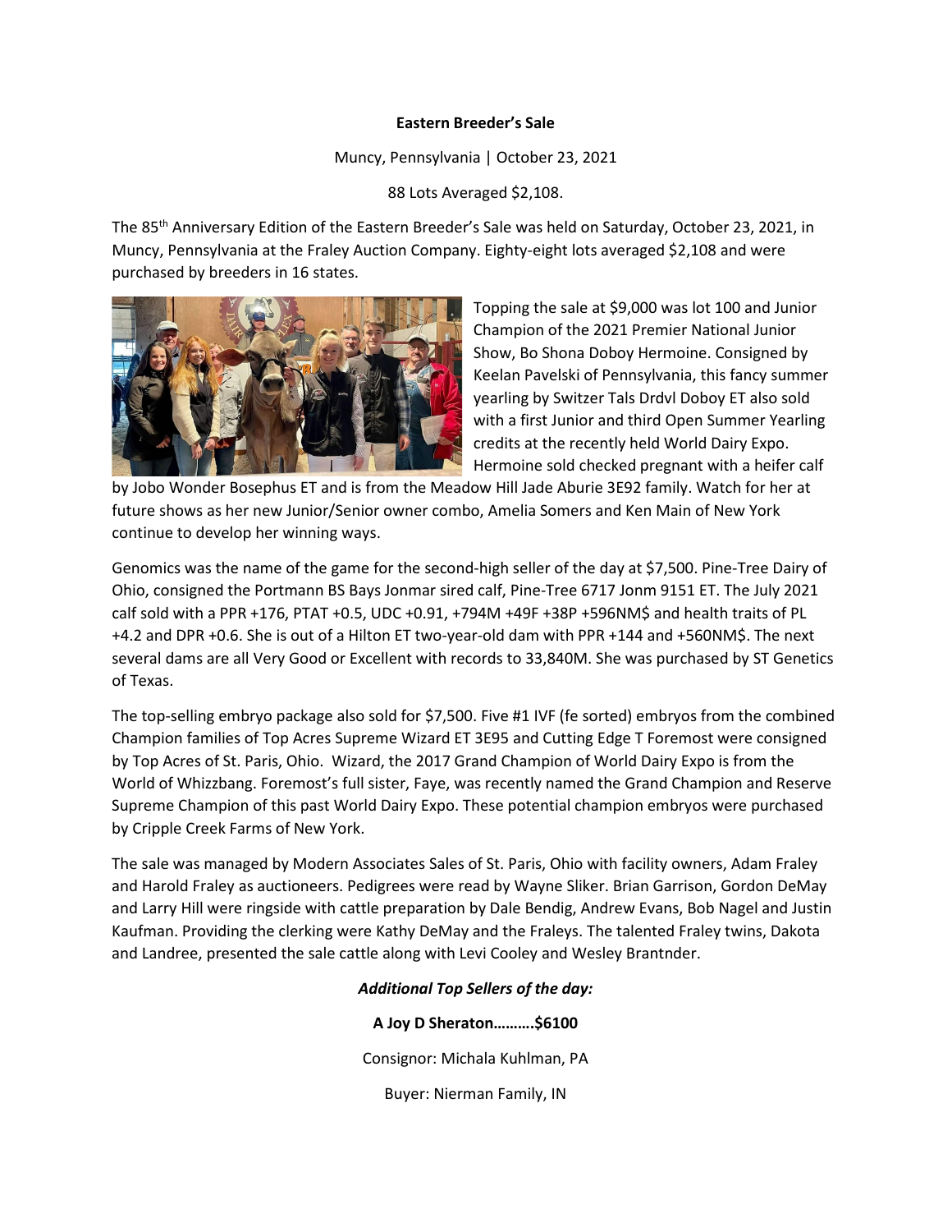**Eastern Breeder's Sale**

Muncy, Pennsylvania | October 23, 2021

88 Lots Averaged $2,108.

The 85th Anniversary Edition of the Eastern Breeder's Sale was held on Saturday, October 23, 2021, in Muncy, Pennsylvania at the Fraley Auction Company. Eighty-eight lots averaged $2,108 and were purchased by breeders in 16 states.

Topping the sale at $9,000 was lot 100 and Junior Champion of the 2021 Premier National Junior Show, Bo Shona Doboy Hermoine. Consigned by Keelan Pavelski of Pennsylvania, this fancy summer yearling by Switzer Tals Drdvl Doboy ET also sold with a first Junior and third Open Summer Yearling credits at the recently held World Dairy Expo. Hermoine sold checked pregnant with a heifer calf by Jobo Wonder Bosephus ET and is from the Meadow Hill Jade Aburie 3E92 family. Watch for her at future shows as her new Junior/Senior owner combo, Amelia Somers and Ken Main of New York continue to develop her winning ways.

Genomics was the name of the game for the second-high seller of the day at $7,500. Pine-Tree Dairy of Ohio, consigned the Portmann BS Bays Jonmar sired calf, Pine-Tree 6717 Jonm 9151 ET. The July 2021 calf sold with a PPR +176, PTAT +0.5, UDC +0.91, +794M +49F +38P +596NM$ and health traits of PL +4.2 and DPR +0.6. She is out of a Hilton ET two-year-old dam with PPR +144 and +560NM$. The next several dams are all Very Good or Excellent with records to 33,840M. She was purchased by ST Genetics of Texas.

The top-selling embryo package also sold for $7,500. Five #1 IVF (fe sorted) embryos from the combined Champion families of Top Acres Supreme Wizard ET 3E95 and Cutting Edge T Foremost were consigned by Top Acres of St. Paris, Ohio. Wizard, the 2017 Grand Champion of World Dairy Expo is from the World of Whizzbang. Foremost's full sister, Faye, was recently named the Grand Champion and Reserve Supreme Champion of this past World Dairy Expo. These potential champion embryos were purchased by Cripple Creek Farms of New York.

The sale was managed by Modern Associates Sales of St. Paris, Ohio with facility owners, Adam Fraley and Harold Fraley as auctioneers. Pedigrees were read by Wayne Sliker. Brian Garrison, Gordon DeMay and Larry Hill were ringside with cattle preparation by Dale Bendig, Andrew Evans, Bob Nagel and Justin Kaufman. Providing the clerking were Kathy DeMay and the Fraleys. The talented Fraley twins, Dakota and Landree, presented the sale cattle along with Levi Cooley and Wesley Brantnder.

***Additional Top Sellers of the day:***

**A Joy D Sheraton……….$6100**

Consignor: Michala Kuhlman, PA

Buyer: Nierman Family, IN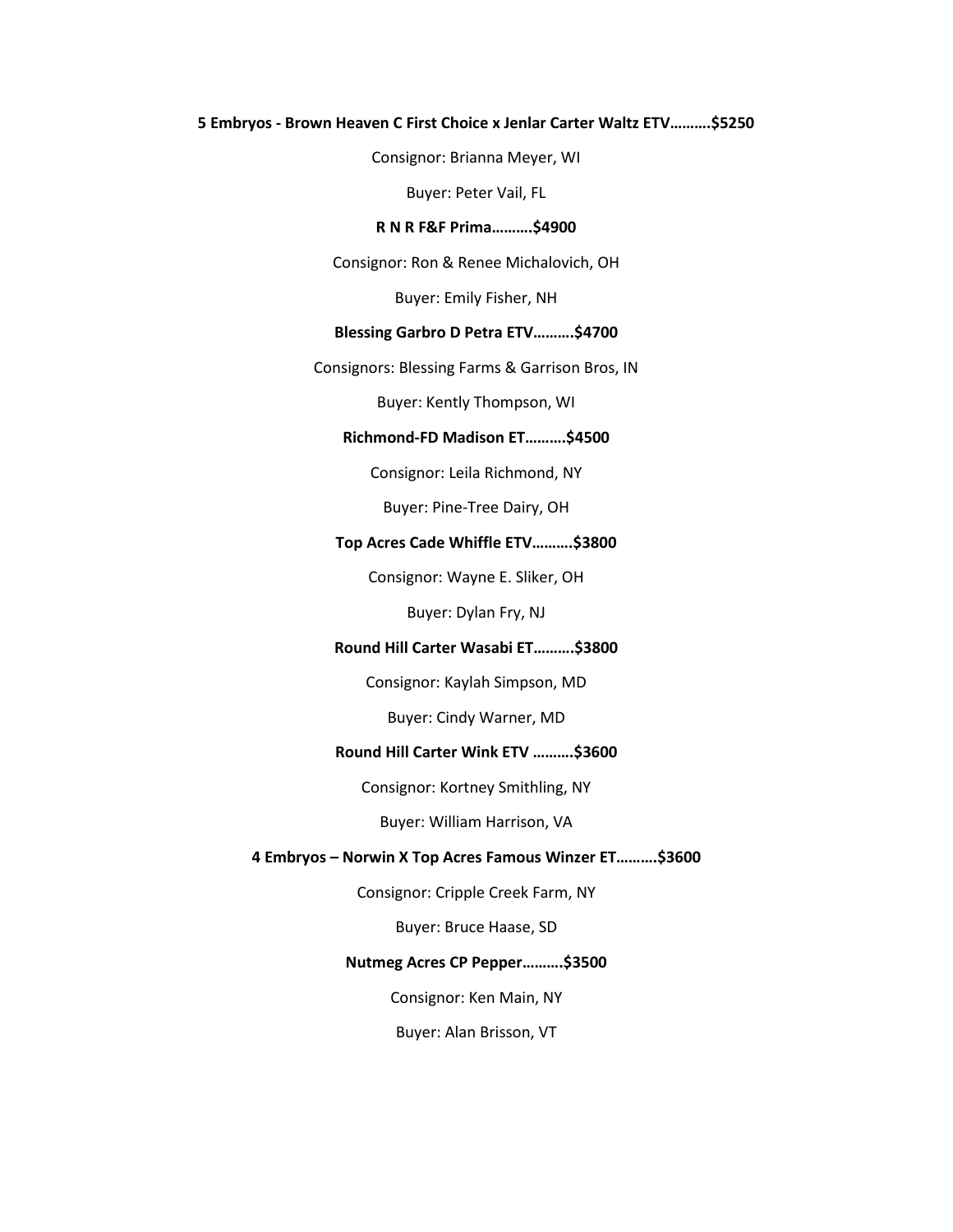**5 Embryos - Brown Heaven C First Choice x Jenlar Carter Waltz ETV……….$5250**

Consignor: Brianna Meyer, WI

Buyer: Peter Vail, FL

**R N R F&F Prima……….$4900**

Consignor: Ron & Renee Michalovich, OH

Buyer: Emily Fisher, NH

**Blessing Garbro D Petra ETV……….$4700**

Consignors: Blessing Farms & Garrison Bros, IN

Buyer: Kently Thompson, WI

**Richmond-FD Madison ET……….$4500**

Consignor: Leila Richmond, NY

Buyer: Pine-Tree Dairy, OH

**Top Acres Cade Whiffle ETV……….$3800**

Consignor: Wayne E. Sliker, OH

Buyer: Dylan Fry, NJ

**Round Hill Carter Wasabi ET……….$3800**

Consignor: Kaylah Simpson, MD

Buyer: Cindy Warner, MD

**Round Hill Carter Wink ETV ……….$3600**

Consignor: Kortney Smithling, NY

Buyer: William Harrison, VA

**4 Embryos – Norwin X Top Acres Famous Winzer ET……….$3600**

Consignor: Cripple Creek Farm, NY

Buyer: Bruce Haase, SD

**Nutmeg Acres CP Pepper……….$3500**

Consignor: Ken Main, NY

Buyer: Alan Brisson, VT